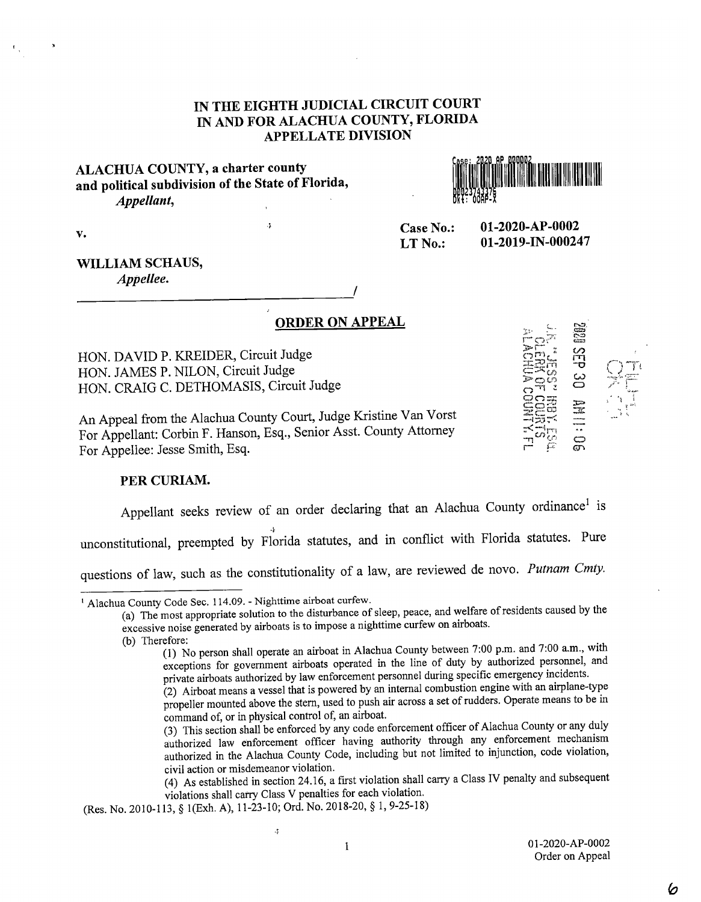# IN THE EIGHTH JUDICIAL CIRCUIT COURT IN AND FOR ALACHUA COUNTY, FLORIDA APPELLATE DIVISION

**ALACHUA COUNTY, a charter county and political subdivision of the State of Florida,**
*Appellant,*

**v.**

**Case No.: 01-2020-AP-0002**
**LT No.: 01-2019-IN-000247**

**WILLIAM SCHAUS,**
*Appellee.*
_______________________________________/

## ORDER ON APPEAL

HON. DAVID P. KREIDER, Circuit Judge
HON. JAMES P. NILON, Circuit Judge
HON. CRAIG C. DETHOMASIS, Circuit Judge

An Appeal from the Alachua County Court, Judge Kristine Van Vorst
For Appellant: Corbin F. Hanson, Esq., Senior Asst. County Attorney
For Appellee: Jesse Smith, Esq.

**PER CURIAM.**

Appellant seeks review of an order declaring that an Alachua County ordinance[1] is unconstitutional, preempted by Florida statutes, and in conflict with Florida statutes. Pure questions of law, such as the constitutionality of a law, are reviewed de novo. *Putnam Cmty.*

---

[1] Alachua County Code Sec. 114.09. - Nighttime airboat curfew.

(a) The most appropriate solution to the disturbance of sleep, peace, and welfare of residents caused by the excessive noise generated by airboats is to impose a nighttime curfew on airboats.

(b) Therefore:

(1) No person shall operate an airboat in Alachua County between 7:00 p.m. and 7:00 a.m., with exceptions for government airboats operated in the line of duty by authorized personnel, and private airboats authorized by law enforcement personnel during specific emergency incidents.

(2) Airboat means a vessel that is powered by an internal combustion engine with an airplane-type propeller mounted above the stern, used to push air across a set of rudders. Operate means to be in command of, or in physical control of, an airboat.

(3) This section shall be enforced by any code enforcement officer of Alachua County or any duly authorized law enforcement officer having authority through any enforcement mechanism authorized in the Alachua County Code, including but not limited to injunction, code violation, civil action or misdemeanor violation.

(4) As established in section 24.16, a first violation shall carry a Class IV penalty and subsequent violations shall carry Class V penalties for each violation.

(Res. No. 2010-113, § 1(Exh. A), 11-23-10; Ord. No. 2018-20, § 1, 9-25-18)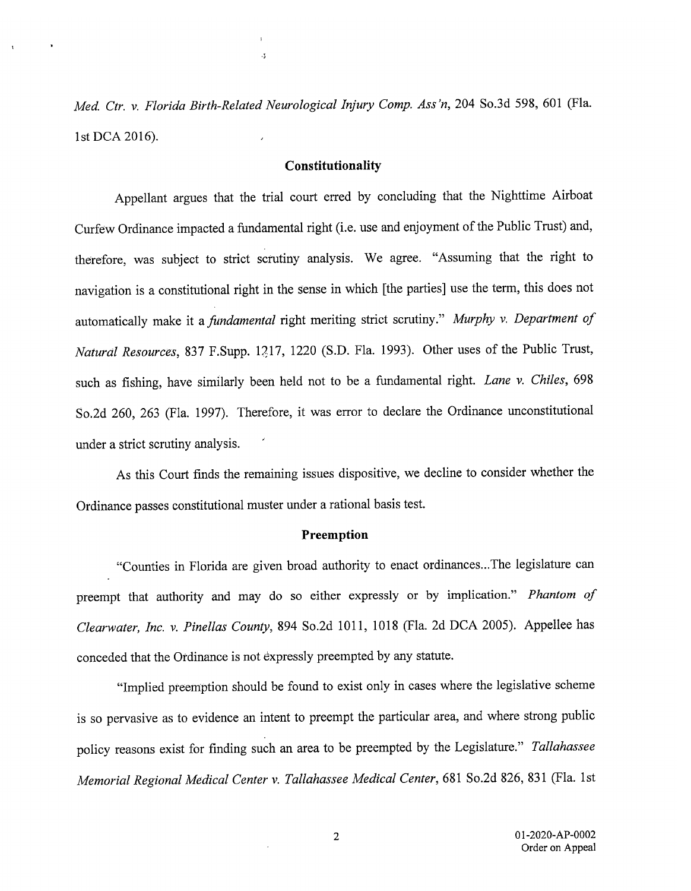*Med. Ctr. v. Florida Birth-Related Neurological Injury Comp. Ass'n*, 204 So.3d 598, 601 (Fla. 1st DCA 2016).

## Constitutionality

Appellant argues that the trial court erred by concluding that the Nighttime Airboat Curfew Ordinance impacted a fundamental right (i.e. use and enjoyment of the Public Trust) and, therefore, was subject to strict scrutiny analysis. We agree. "Assuming that the right to navigation is a constitutional right in the sense in which [the parties] use the term, this does not automatically make it a *fundamental* right meriting strict scrutiny." *Murphy v. Department of Natural Resources*, 837 F.Supp. 1217, 1220 (S.D. Fla. 1993). Other uses of the Public Trust, such as fishing, have similarly been held not to be a fundamental right. *Lane v. Chiles*, 698 So.2d 260, 263 (Fla. 1997). Therefore, it was error to declare the Ordinance unconstitutional under a strict scrutiny analysis.

As this Court finds the remaining issues dispositive, we decline to consider whether the Ordinance passes constitutional muster under a rational basis test.

## Preemption

"Counties in Florida are given broad authority to enact ordinances...The legislature can preempt that authority and may do so either expressly or by implication." *Phantom of Clearwater, Inc. v. Pinellas County*, 894 So.2d 1011, 1018 (Fla. 2d DCA 2005). Appellee has conceded that the Ordinance is not expressly preempted by any statute.

"Implied preemption should be found to exist only in cases where the legislative scheme is so pervasive as to evidence an intent to preempt the particular area, and where strong public policy reasons exist for finding such an area to be preempted by the Legislature." *Tallahassee Memorial Regional Medical Center v. Tallahassee Medical Center*, 681 So.2d 826, 831 (Fla. 1st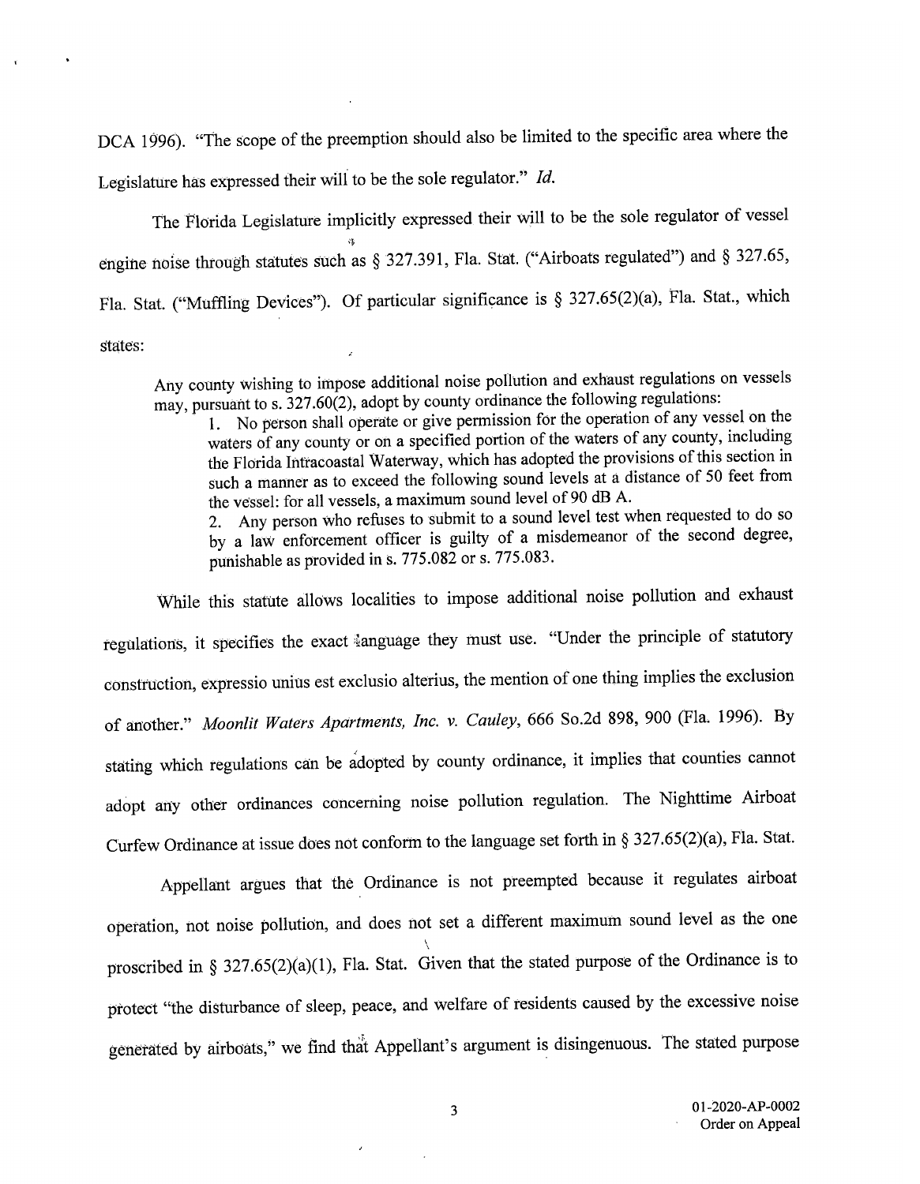DCA 1996). "The scope of the preemption should also be limited to the specific area where the Legislature has expressed their will to be the sole regulator." *Id.*

The Florida Legislature implicitly expressed their will to be the sole regulator of vessel engine noise through statutes such as § 327.391, Fla. Stat. ("Airboats regulated") and § 327.65, Fla. Stat. ("Muffling Devices"). Of particular significance is § 327.65(2)(a), Fla. Stat., which states:

> Any county wishing to impose additional noise pollution and exhaust regulations on vessels may, pursuant to s. 327.60(2), adopt by county ordinance the following regulations:
>
> 1. No person shall operate or give permission for the operation of any vessel on the waters of any county or on a specified portion of the waters of any county, including the Florida Intracoastal Waterway, which has adopted the provisions of this section in such a manner as to exceed the following sound levels at a distance of 50 feet from the vessel: for all vessels, a maximum sound level of 90 dB A.
> 2. Any person who refuses to submit to a sound level test when requested to do so by a law enforcement officer is guilty of a misdemeanor of the second degree, punishable as provided in s. 775.082 or s. 775.083.

While this statute allows localities to impose additional noise pollution and exhaust regulations, it specifies the exact language they must use. "Under the principle of statutory construction, expressio unius est exclusio alterius, the mention of one thing implies the exclusion of another." *Moonlit Waters Apartments, Inc. v. Cauley*, 666 So.2d 898, 900 (Fla. 1996). By stating which regulations can be adopted by county ordinance, it implies that counties cannot adopt any other ordinances concerning noise pollution regulation. The Nighttime Airboat Curfew Ordinance at issue does not conform to the language set forth in § 327.65(2)(a), Fla. Stat.

Appellant argues that the Ordinance is not preempted because it regulates airboat operation, not noise pollution, and does not set a different maximum sound level as the one proscribed in § 327.65(2)(a)(1), Fla. Stat. Given that the stated purpose of the Ordinance is to protect "the disturbance of sleep, peace, and welfare of residents caused by the excessive noise generated by airboats," we find that Appellant's argument is disingenuous. The stated purpose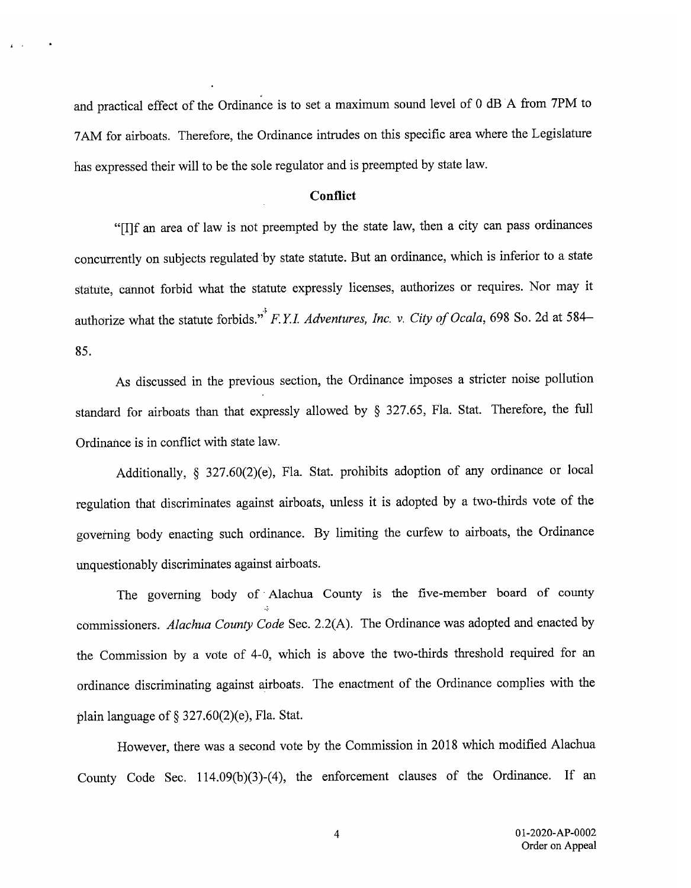and practical effect of the Ordinance is to set a maximum sound level of 0 dB A from 7PM to 7AM for airboats. Therefore, the Ordinance intrudes on this specific area where the Legislature has expressed their will to be the sole regulator and is preempted by state law.

## Conflict

"[I]f an area of law is not preempted by the state law, then a city can pass ordinances concurrently on subjects regulated by state statute. But an ordinance, which is inferior to a state statute, cannot forbid what the statute expressly licenses, authorizes or requires. Nor may it authorize what the statute forbids." *F.Y.I. Adventures, Inc. v. City of Ocala*, 698 So. 2d at 584–85.

As discussed in the previous section, the Ordinance imposes a stricter noise pollution standard for airboats than that expressly allowed by § 327.65, Fla. Stat. Therefore, the full Ordinance is in conflict with state law.

Additionally, § 327.60(2)(e), Fla. Stat. prohibits adoption of any ordinance or local regulation that discriminates against airboats, unless it is adopted by a two-thirds vote of the governing body enacting such ordinance. By limiting the curfew to airboats, the Ordinance unquestionably discriminates against airboats.

The governing body of Alachua County is the five-member board of county commissioners. *Alachua County Code* Sec. 2.2(A). The Ordinance was adopted and enacted by the Commission by a vote of 4-0, which is above the two-thirds threshold required for an ordinance discriminating against airboats. The enactment of the Ordinance complies with the plain language of § 327.60(2)(e), Fla. Stat.

However, there was a second vote by the Commission in 2018 which modified Alachua County Code Sec. 114.09(b)(3)-(4), the enforcement clauses of the Ordinance. If an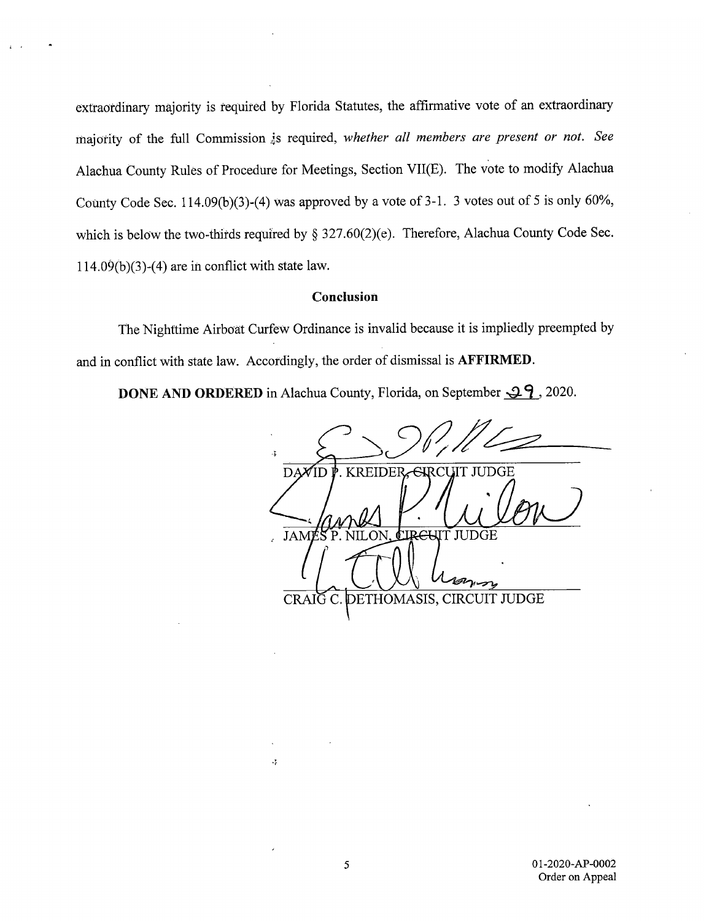extraordinary majority is required by Florida Statutes, the affirmative vote of an extraordinary majority of the full Commission is required, *whether all members are present or not. See* Alachua County Rules of Procedure for Meetings, Section VII(E). The vote to modify Alachua County Code Sec. 114.09(b)(3)-(4) was approved by a vote of 3-1. 3 votes out of 5 is only 60%, which is below the two-thirds required by § 327.60(2)(e). Therefore, Alachua County Code Sec. 114.09(b)(3)-(4) are in conflict with state law.

**Conclusion**

The Nighttime Airboat Curfew Ordinance is invalid because it is impliedly preempted by and in conflict with state law. Accordingly, the order of dismissal is **AFFIRMED**.

**DONE AND ORDERED** in Alachua County, Florida, on September 29, 2020.

DAVID P. KREIDER, CIRCUIT JUDGE

JAMES P. NILON, CIRCUIT JUDGE

CRAIG C. DETHOMASIS, CIRCUIT JUDGE

01-2020-AP-0002
Order on Appeal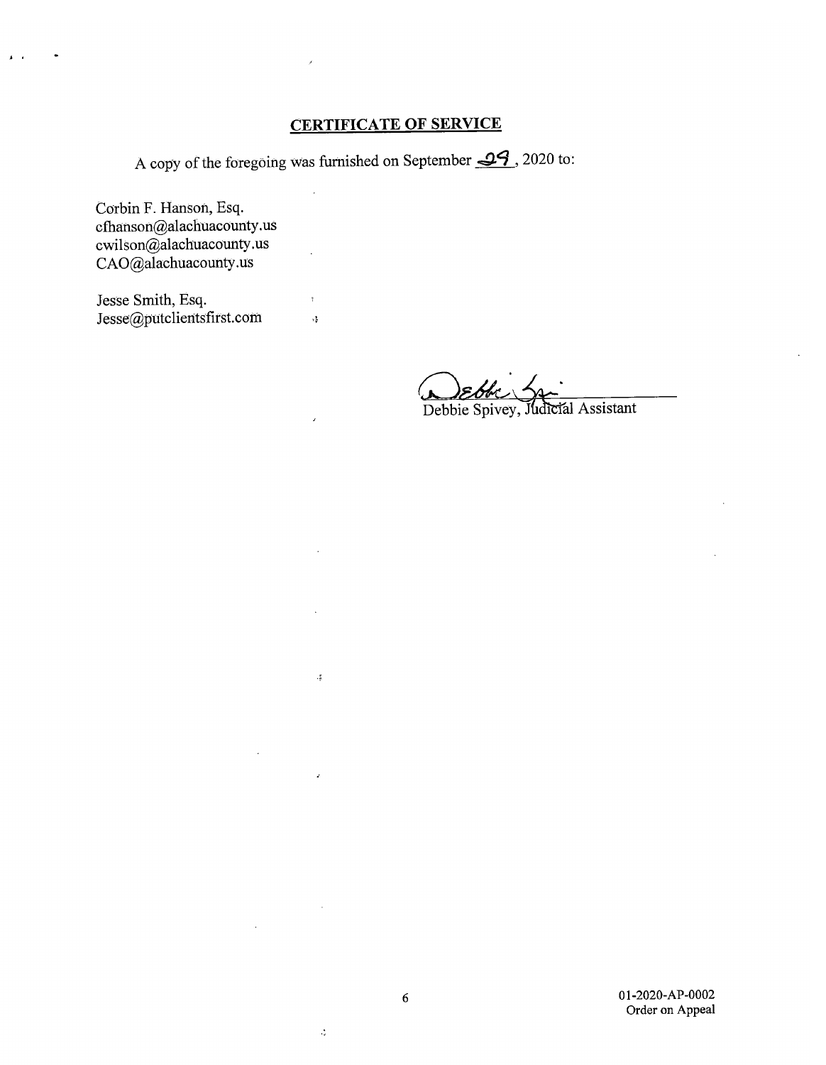## CERTIFICATE OF SERVICE

A copy of the foregoing was furnished on September 29, 2020 to:

Corbin F. Hanson, Esq.
cfhanson@alachuacounty.us
cwilson@alachuacounty.us
CAO@alachuacounty.us

Jesse Smith, Esq.
Jesse@putclientsfirst.com

Debbie Spivey, Judicial Assistant

01-2020-AP-0002
Order on Appeal